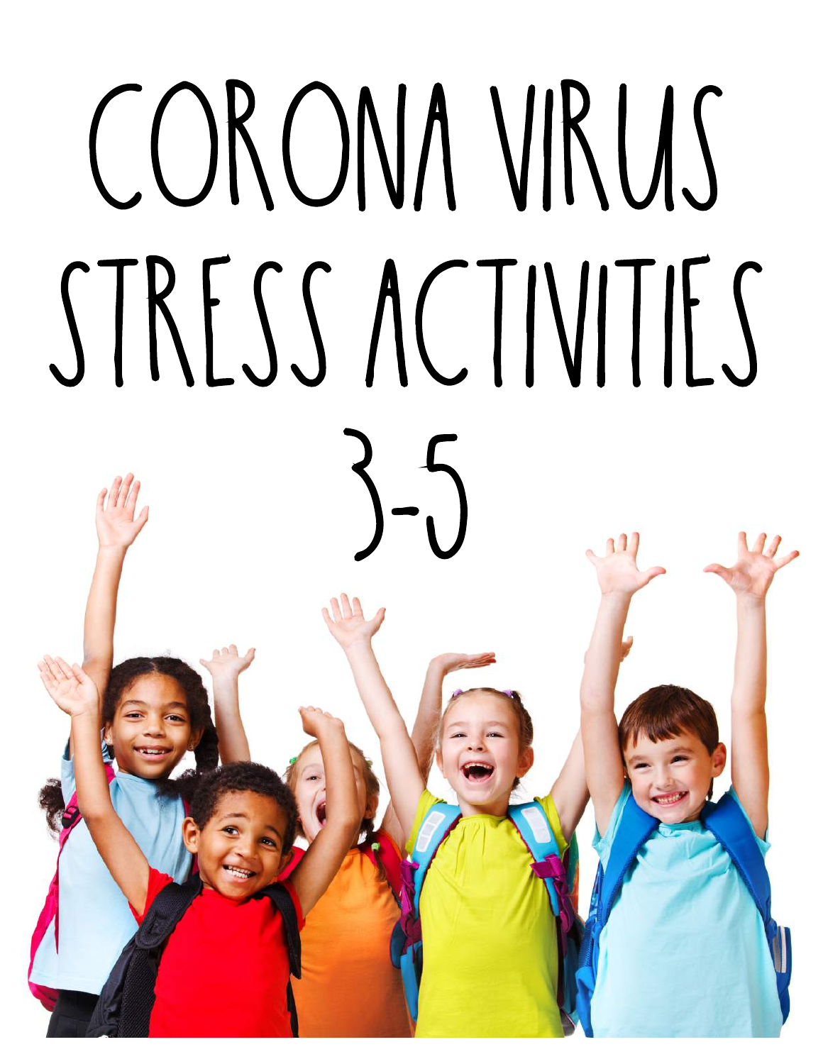# CORONA VIRUS STRESS ACTIVITIES 3-5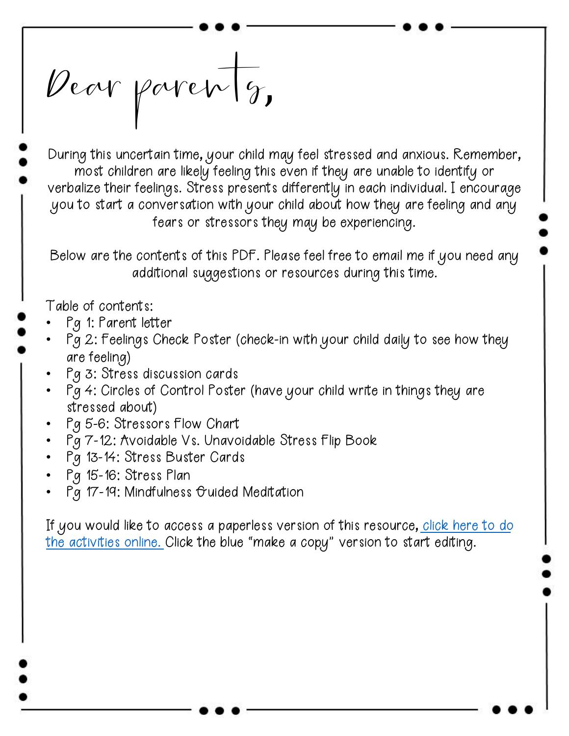# Dear parents,

During this uncertain time, your child may feel stressed and anxious. Remember, most children are likely feeling this even if they are unable to identify or verbalize their feelings. Stress presents differently in each individual. I encourage you to start a conversation with your child about how they are feeling and any fears or stressors they may be experiencing.

Below are the contents of this PDF. Please feel free to email me if you need any additional suggestions or resources during this time.

Table of contents:

- Pg 1: Parent letter
- Pg 2: Feelings Check Poster (check-in with your child daily to see how they are feeling)
- Pg 3: Stress discussion cards
- Pg 4: Circles of Control Poster (have your child write in things they are stressed about)
- Pg 5-6: Stressors Flow Chart
- Pg 7-12: Avoidable Vs. Unavoidable Stress Flip Book
- Pg 13-14: Stress Buster Cards
- Pg 15-16: Stress Plan
- Pg 17-19: Mindfulness Guided Meditation

If you would like to access a paperless version of this resource, click here to do the activities online. Click the blue "make a copy" version to start editing.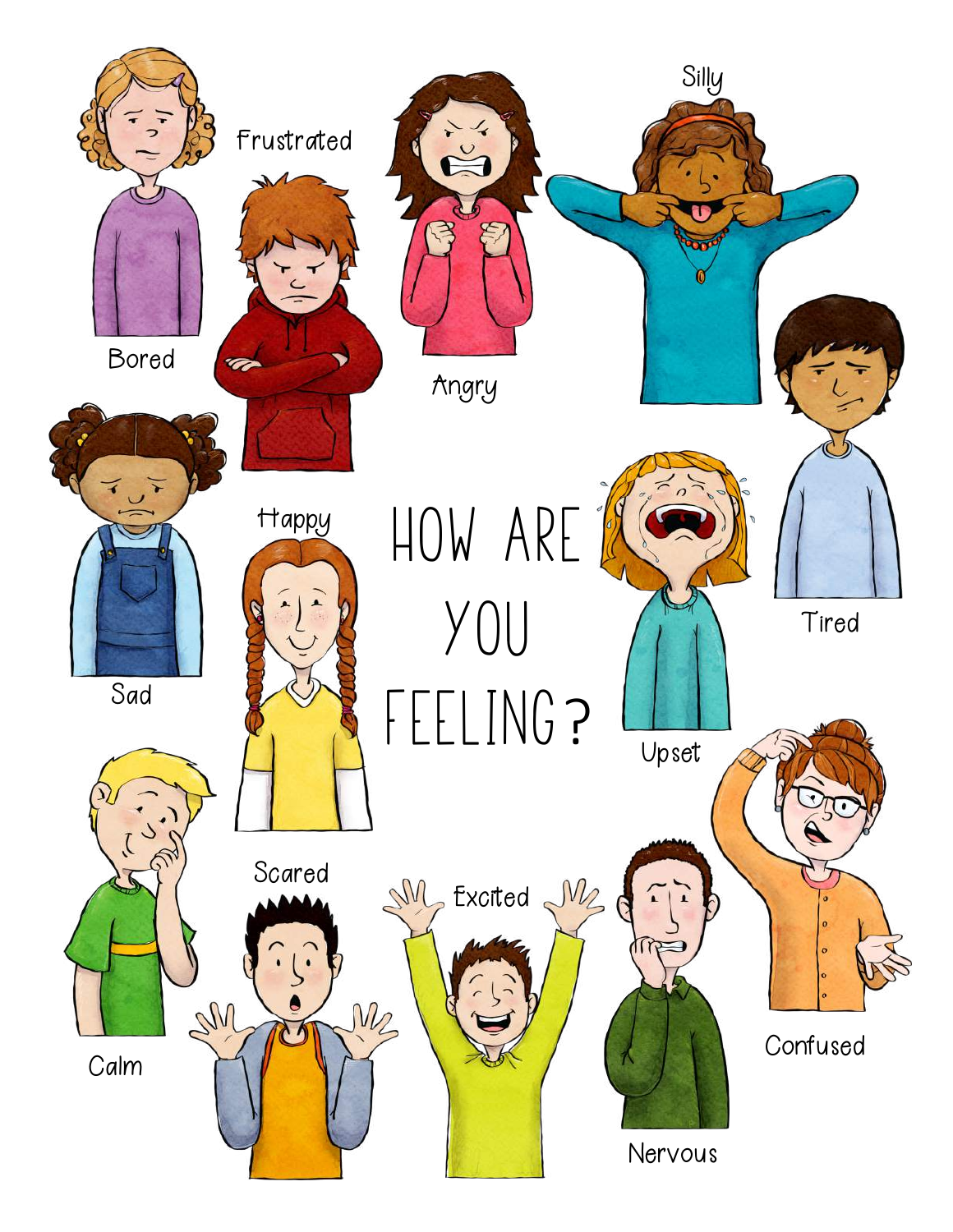# HOW ARE YOU FEELING?

Bored

Frustrated

Angry

Silly

Tired

Sad

Happy

Upset

Calm

Scared

Excited

Nervous

Confused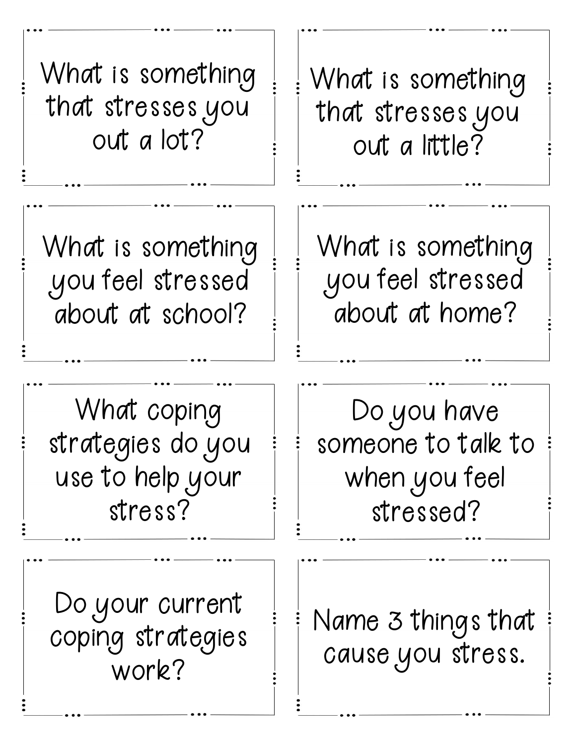What is something that stresses you out a lot?

What is something that stresses you out a little?

What is something you feel stressed about at school?

What is something you feel stressed about at home?

What coping strategies do you use to help your stress?

Do you have someone to talk to when you feel stressed?

Do your current coping strategies work?

Name 3 things that cause you stress.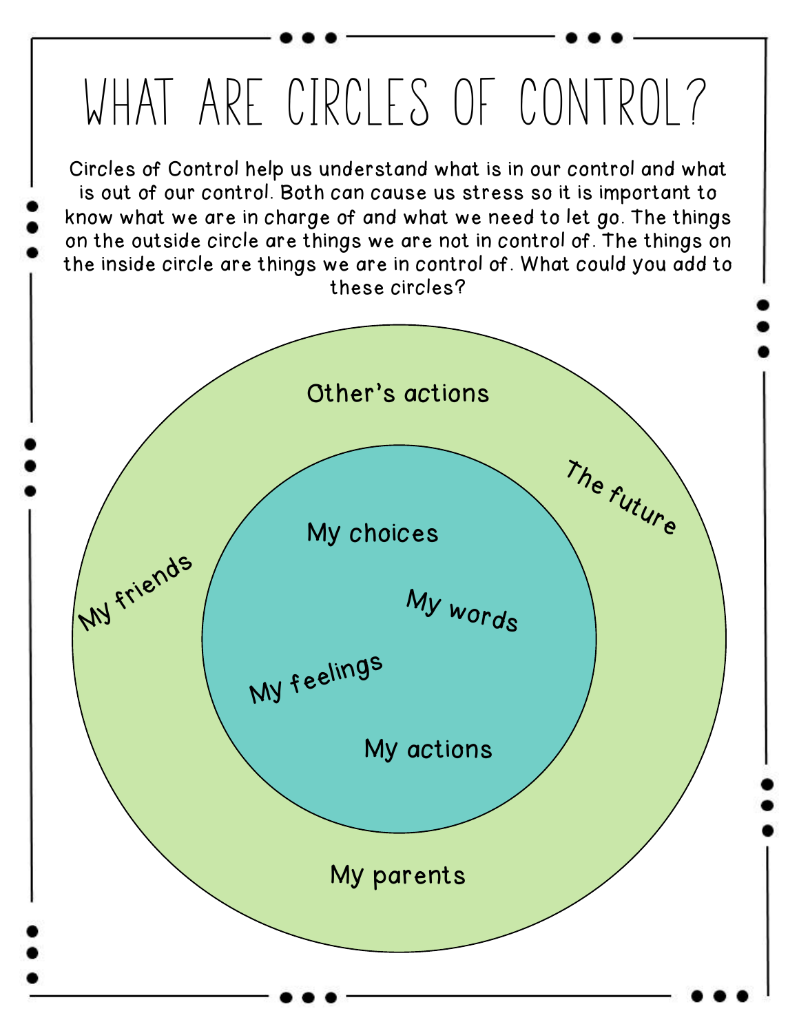# WHAT ARE CIRCLES OF CONTROL?

Circles of Control help us understand what is in our control and what is out of our control. Both can cause us stress so it is important to know what we are in charge of and what we need to let go. The things on the outside circle are things we are not in control of. The things on the inside circle are things we are in control of. What could you add to these circles?

Other's actions

The future

My friends

My parents

My choices

My words

My feelings

My actions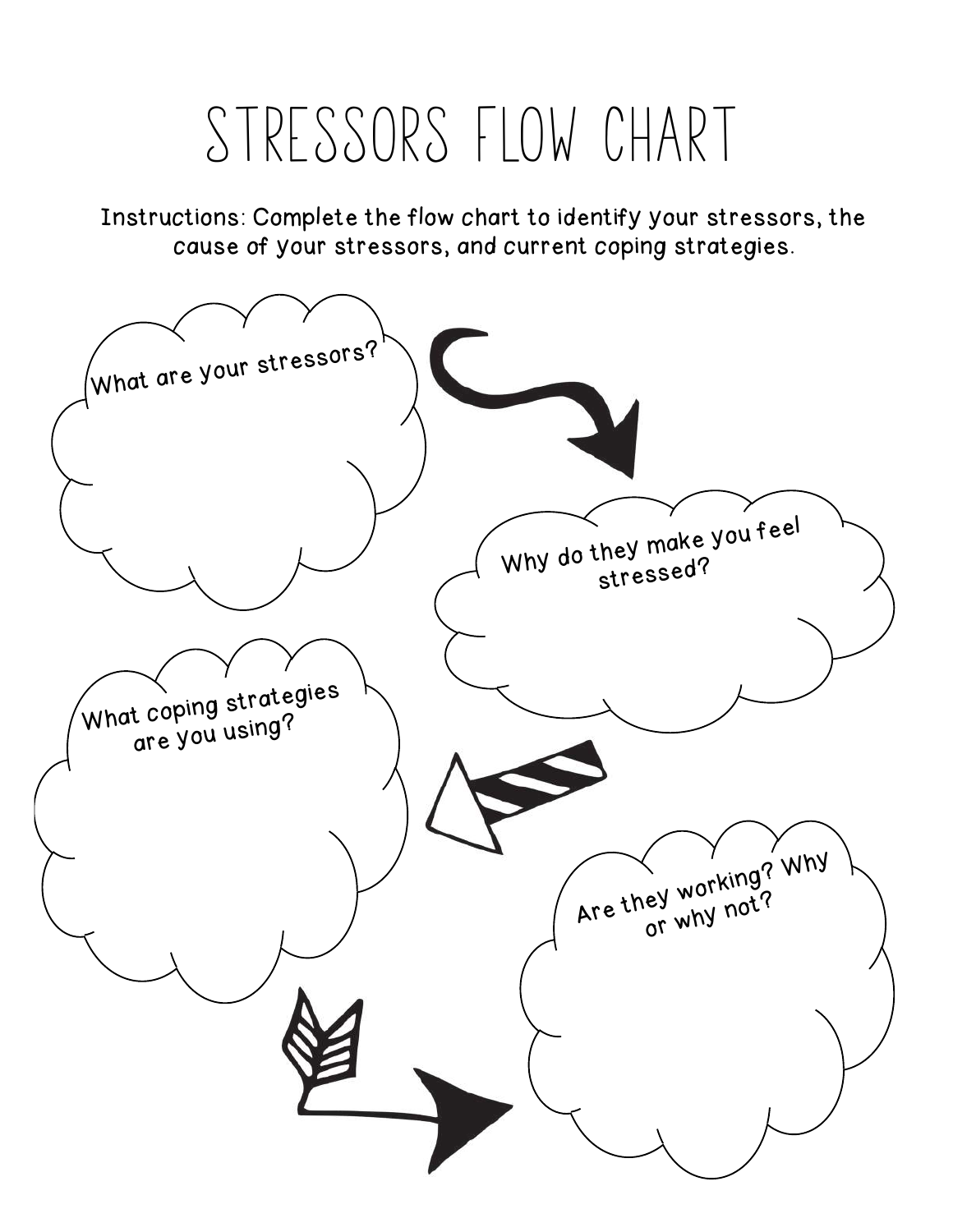# STRESSORS FLOW CHART

Instructions: Complete the flow chart to identify your stressors, the cause of your stressors, and current coping strategies.

What are your stressors?

Why do they make you feel stressed?

What coping strategies are you using?

Are they working? Why or why not?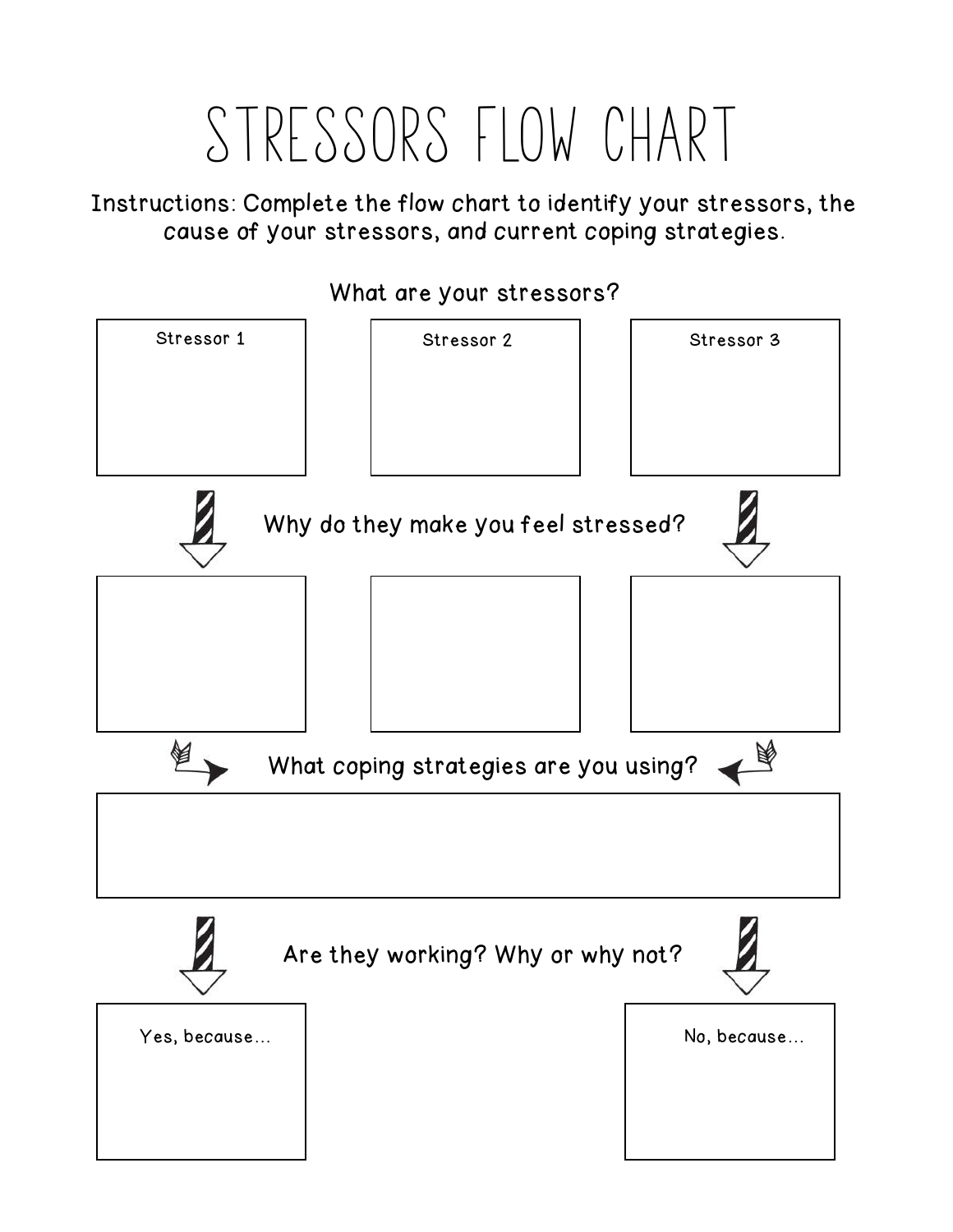# STRESSORS FLOW CHART

Instructions: Complete the flow chart to identify your stressors, the cause of your stressors, and current coping strategies.

What are your stressors?

Stressor 1

Stressor 2

Stressor 3

Why do they make you feel stressed?

What coping strategies are you using?

Are they working? Why or why not?

Yes, because...

No, because...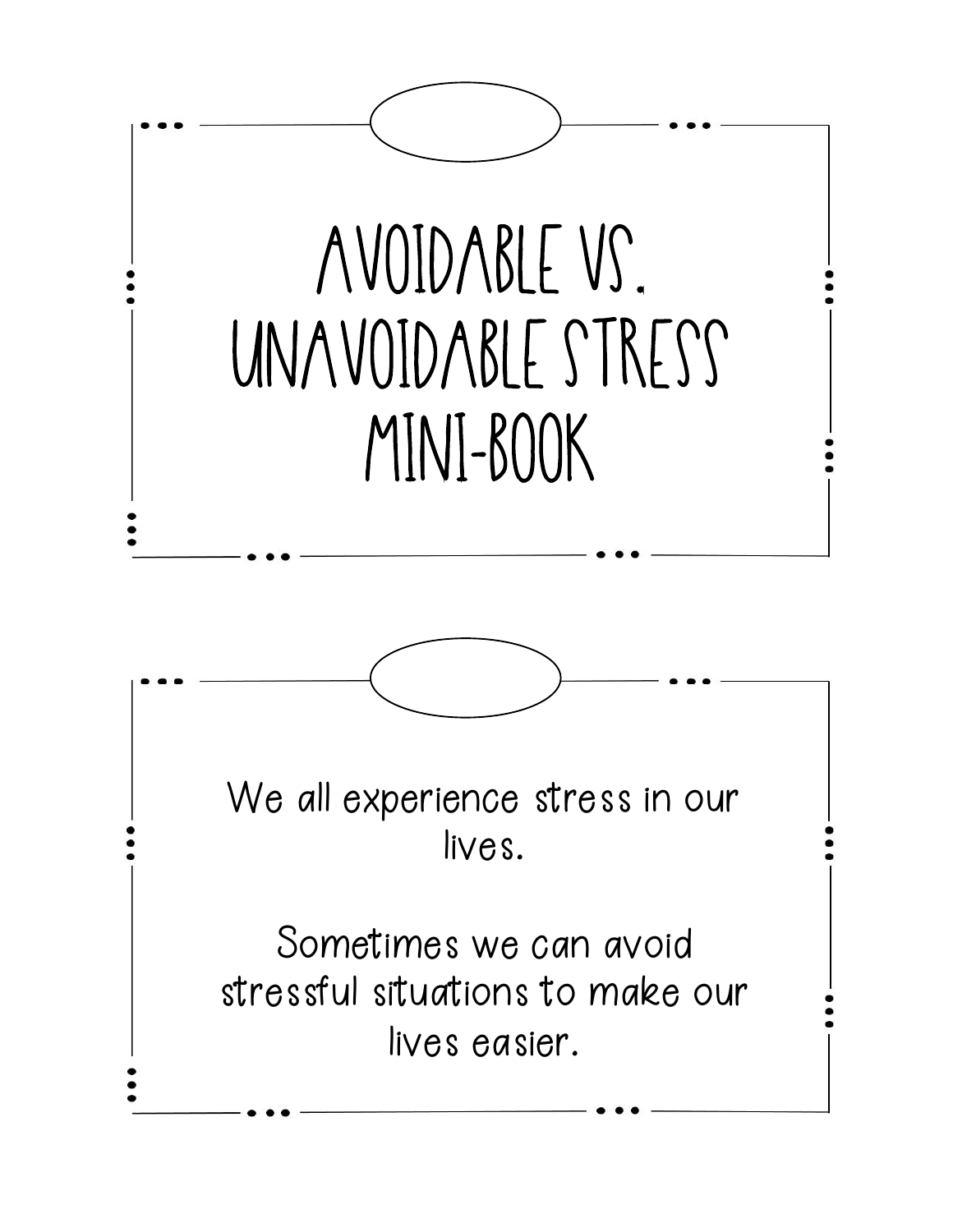# AVOIDABLE VS. UNAVOIDABLE STRESS MINI-BOOK

We all experience stress in our lives.

Sometimes we can avoid stressful situations to make our lives easier.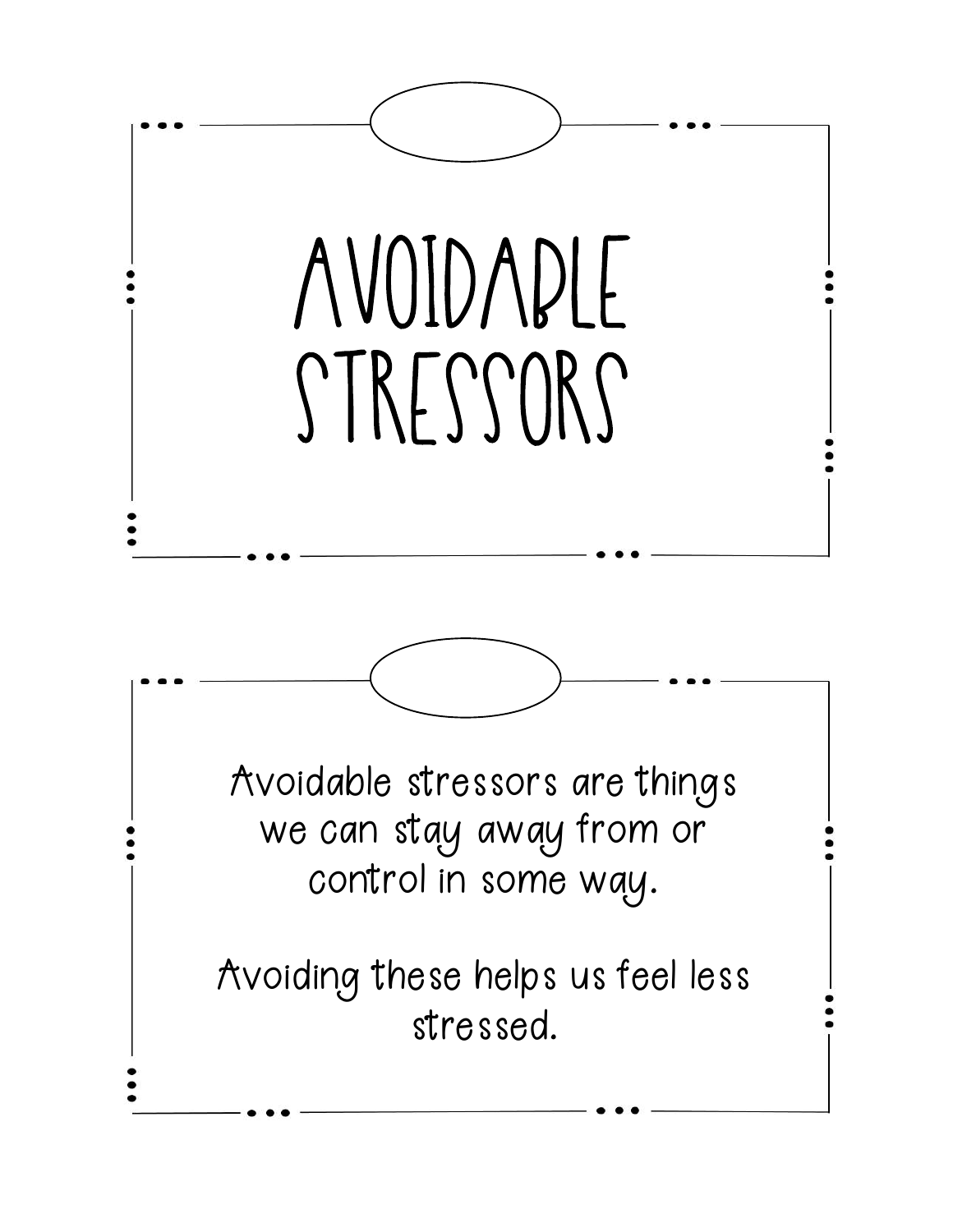# AVOIDABLE STRESSORS

Avoidable stressors are things we can stay away from or control in some way.

Avoiding these helps us feel less stressed.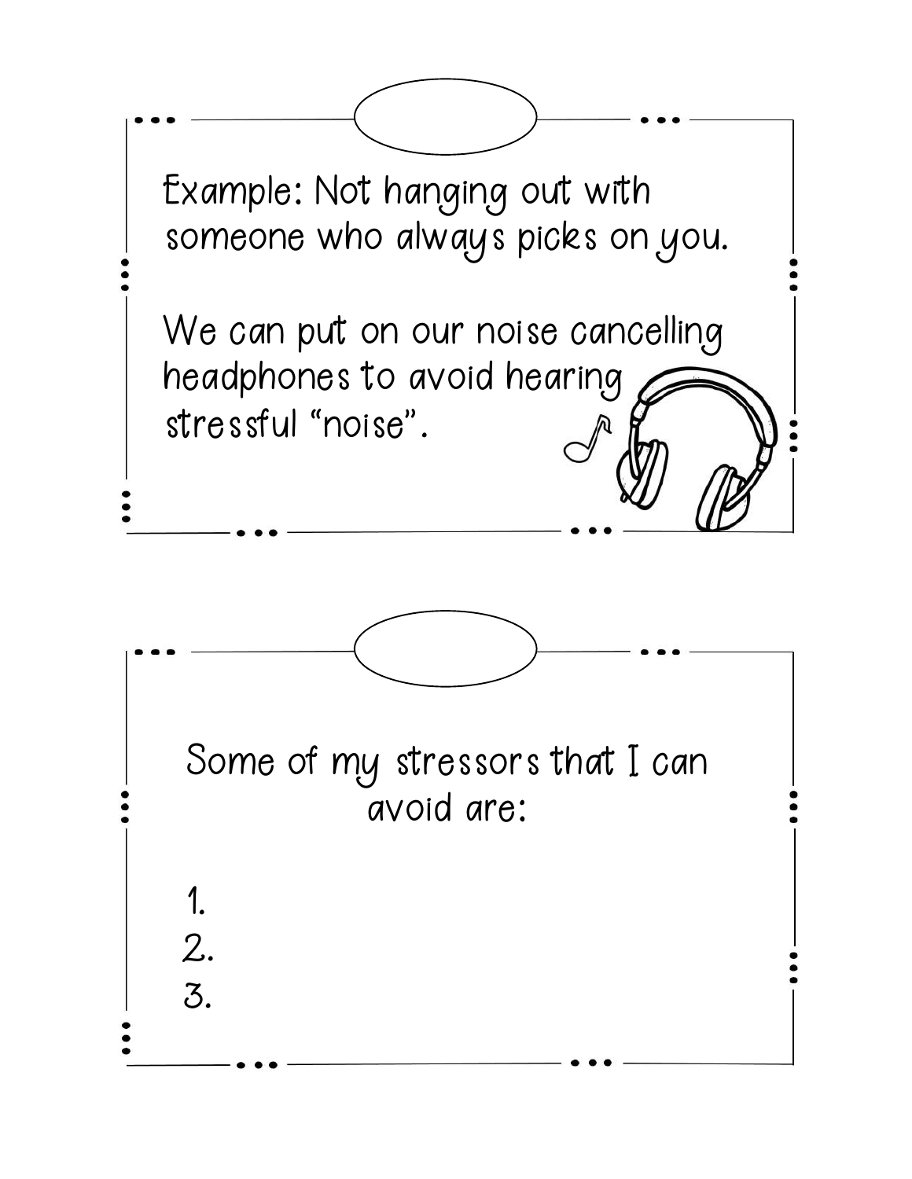Example: Not hanging out with someone who always picks on you.

We can put on our noise cancelling headphones to avoid hearing stressful "noise".

Some of my stressors that I can avoid are:

1.
2.
3.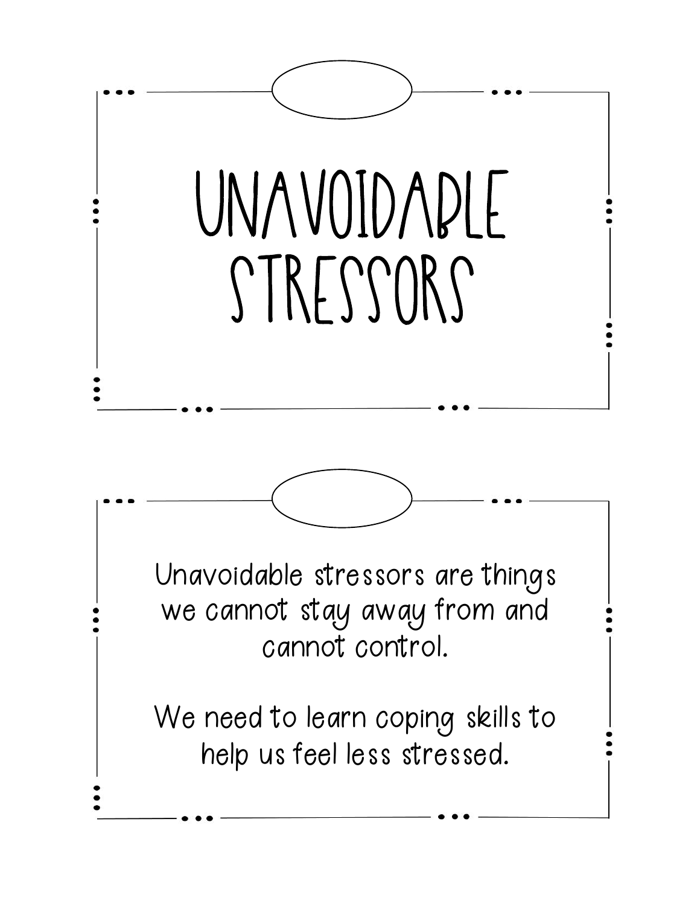# UNAVOIDABLE STRESSORS

Unavoidable stressors are things we cannot stay away from and cannot control.

We need to learn coping skills to help us feel less stressed.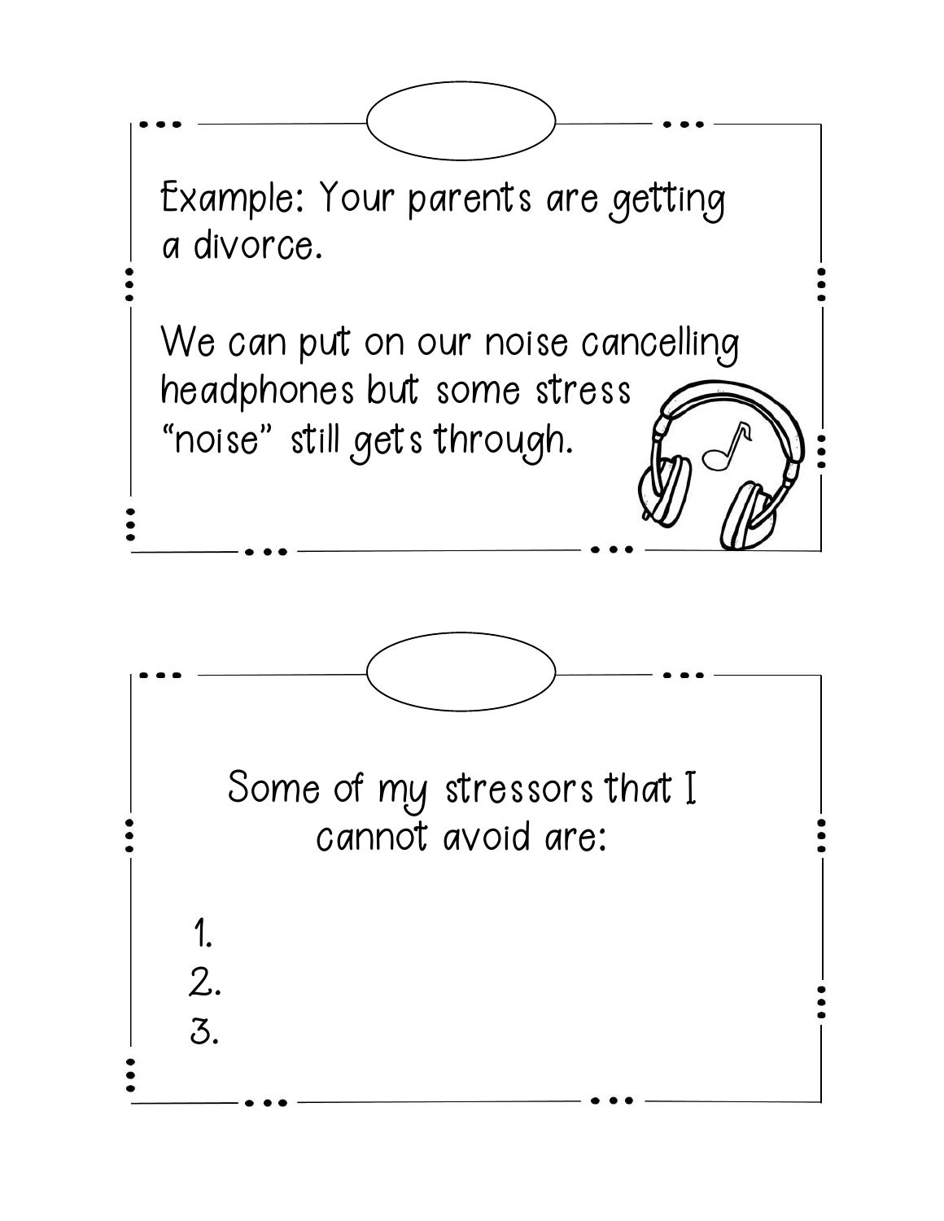Example: Your parents are getting a divorce.

We can put on our noise cancelling headphones but some stress "noise" still gets through.

---

Some of my stressors that I cannot avoid are:

1.
2.
3.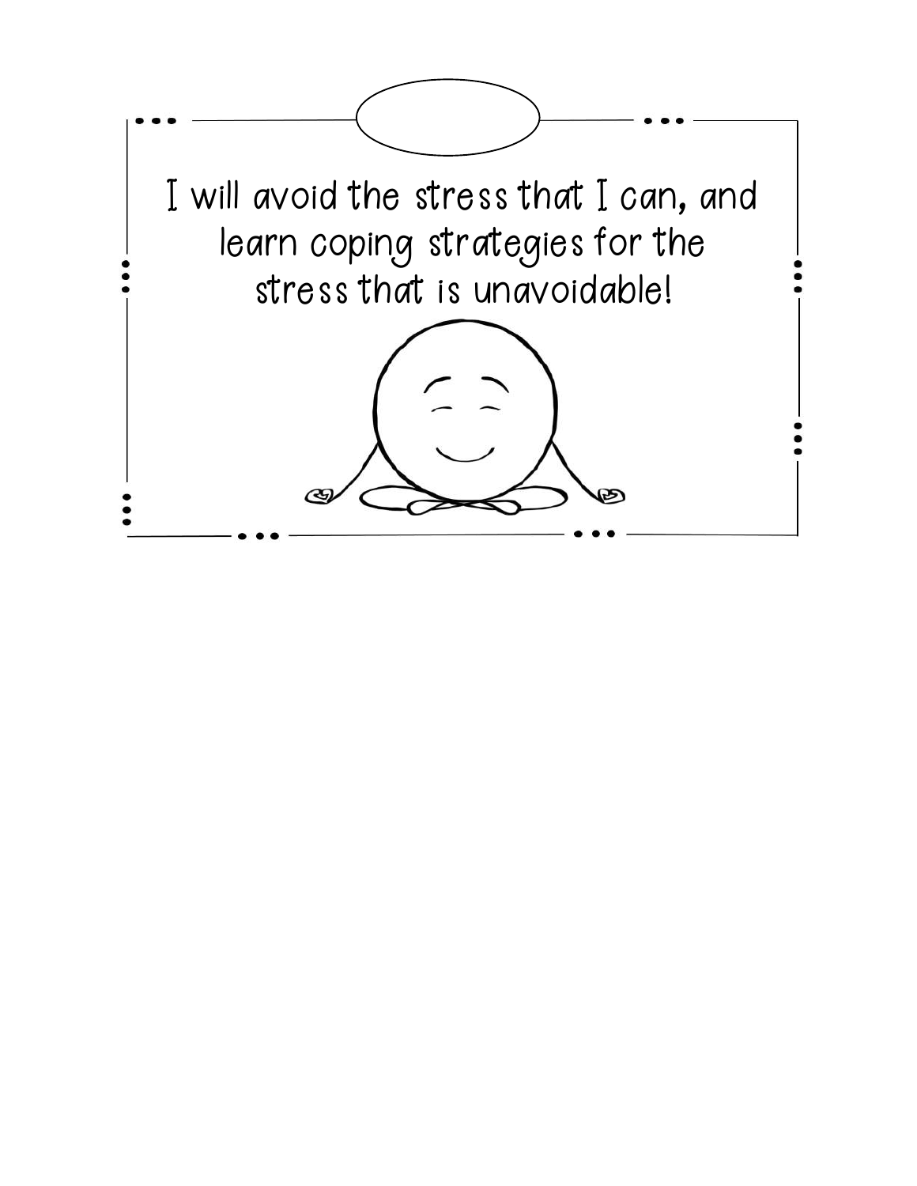I will avoid the stress that I can, and learn coping strategies for the stress that is unavoidable!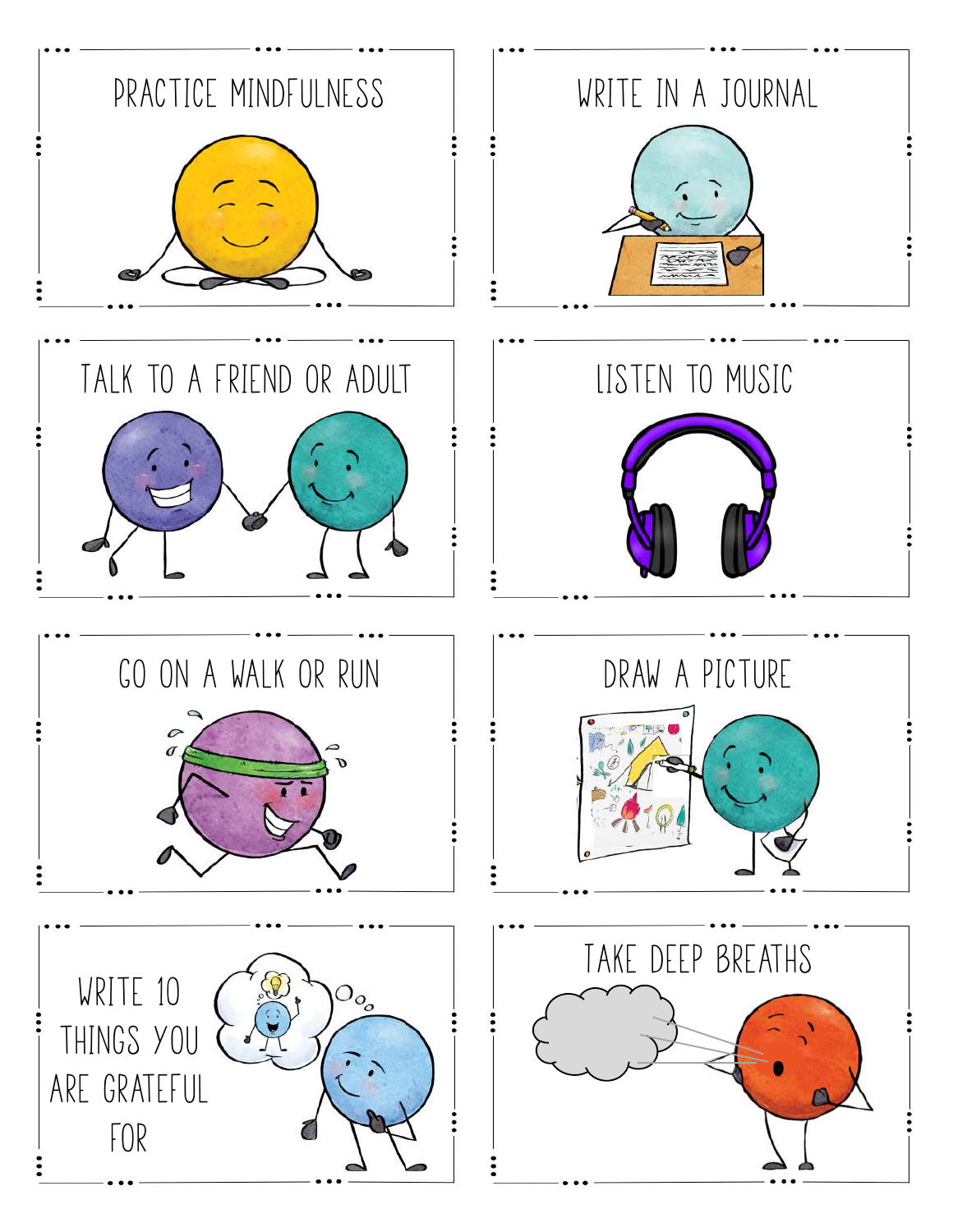PRACTICE MINDFULNESS

WRITE IN A JOURNAL

TALK TO A FRIEND OR ADULT

LISTEN TO MUSIC

GO ON A WALK OR RUN

DRAW A PICTURE

WRITE 10 THINGS YOU ARE GRATEFUL FOR

TAKE DEEP BREATHS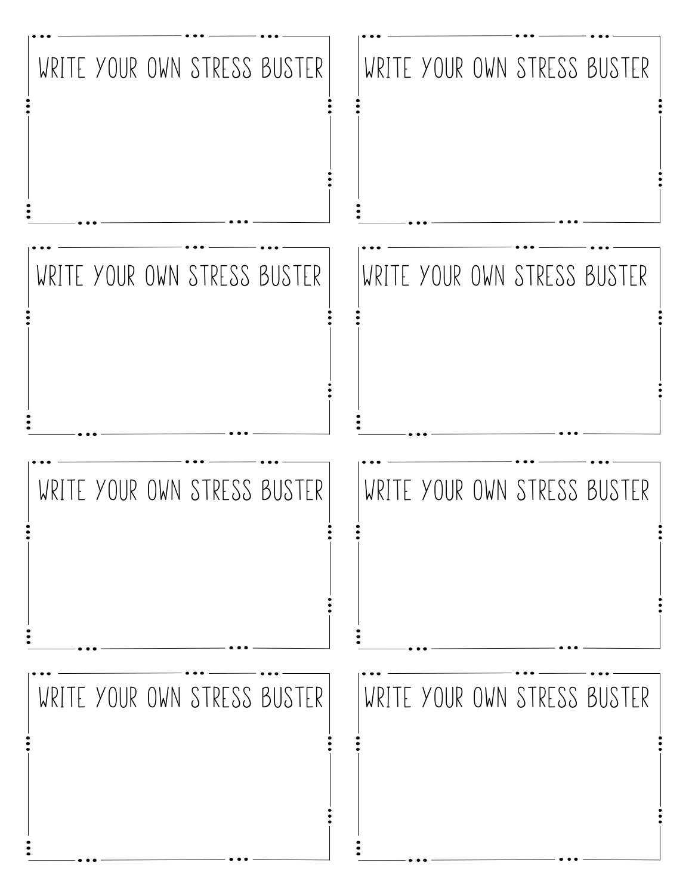WRITE YOUR OWN STRESS BUSTER

WRITE YOUR OWN STRESS BUSTER

WRITE YOUR OWN STRESS BUSTER

WRITE YOUR OWN STRESS BUSTER

WRITE YOUR OWN STRESS BUSTER

WRITE YOUR OWN STRESS BUSTER

WRITE YOUR OWN STRESS BUSTER

WRITE YOUR OWN STRESS BUSTER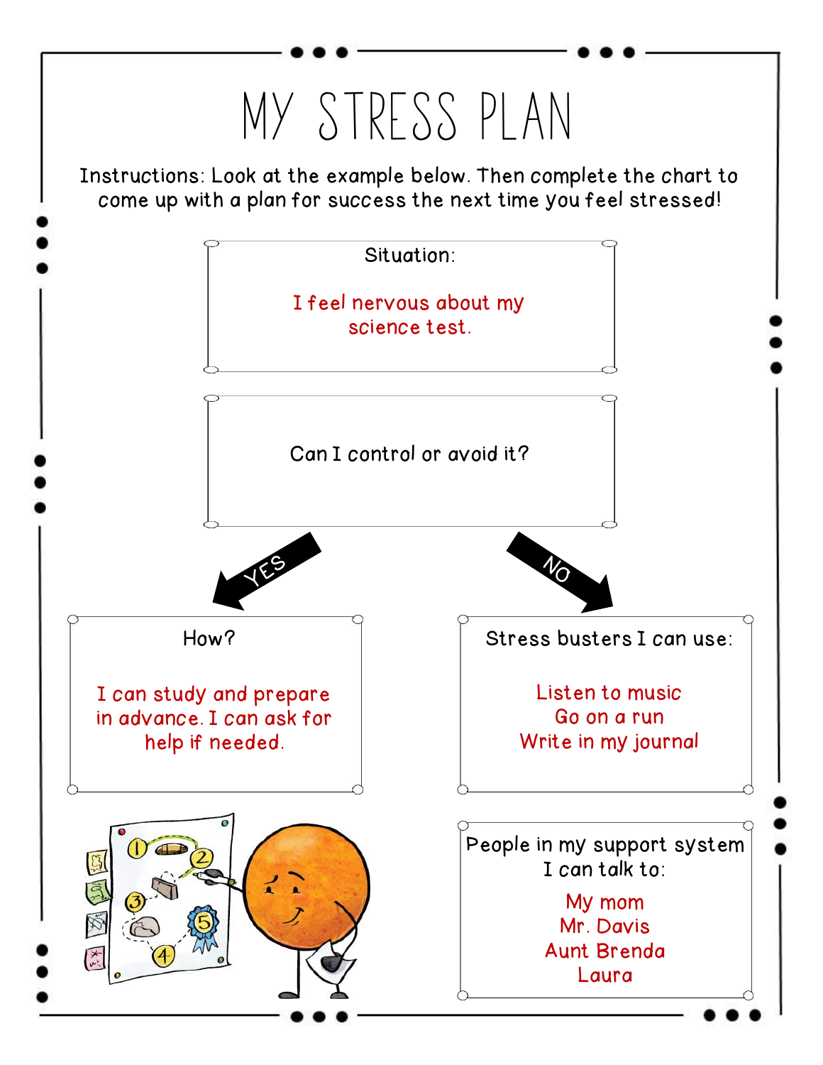# MY STRESS PLAN

Instructions: Look at the example below. Then complete the chart to come up with a plan for success the next time you feel stressed!

**Situation:**

I feel nervous about my science test.

**Can I control or avoid it?**

**YES**

**How?**

I can study and prepare in advance. I can ask for help if needed.

**NO**

**Stress busters I can use:**

Listen to music
Go on a run
Write in my journal

**People in my support system I can talk to:**

My mom
Mr. Davis
Aunt Brenda
Laura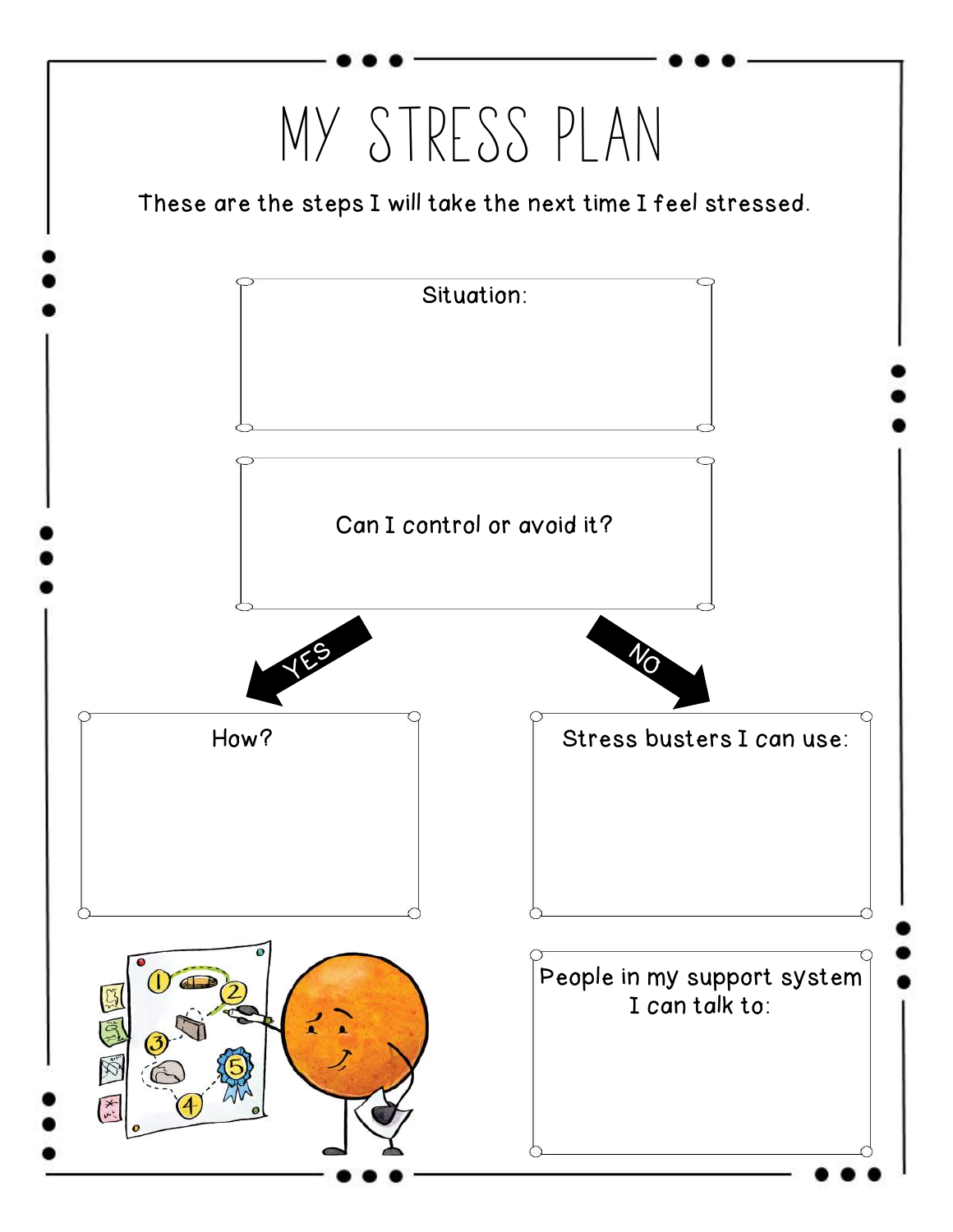# MY STRESS PLAN

These are the steps I will take the next time I feel stressed.

Situation:

Can I control or avoid it?

YES

NO

How?

Stress busters I can use:

People in my support system I can talk to: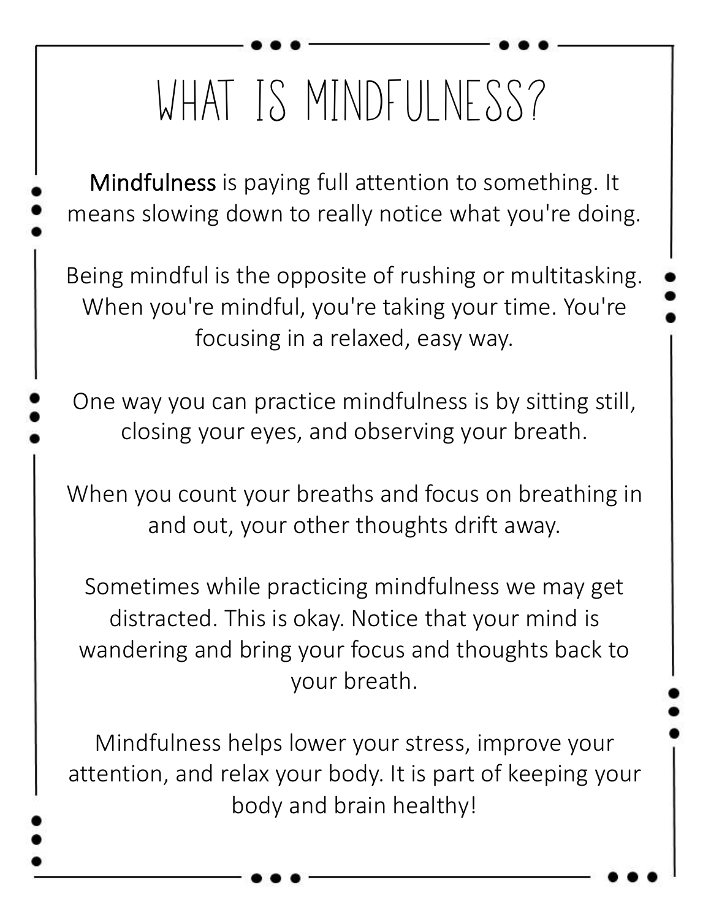# WHAT IS MINDFULNESS?

**Mindfulness** is paying full attention to something. It means slowing down to really notice what you're doing.

Being mindful is the opposite of rushing or multitasking. When you're mindful, you're taking your time. You're focusing in a relaxed, easy way.

One way you can practice mindfulness is by sitting still, closing your eyes, and observing your breath.

When you count your breaths and focus on breathing in and out, your other thoughts drift away.

Sometimes while practicing mindfulness we may get distracted. This is okay. Notice that your mind is wandering and bring your focus and thoughts back to your breath.

Mindfulness helps lower your stress, improve your attention, and relax your body. It is part of keeping your body and brain healthy!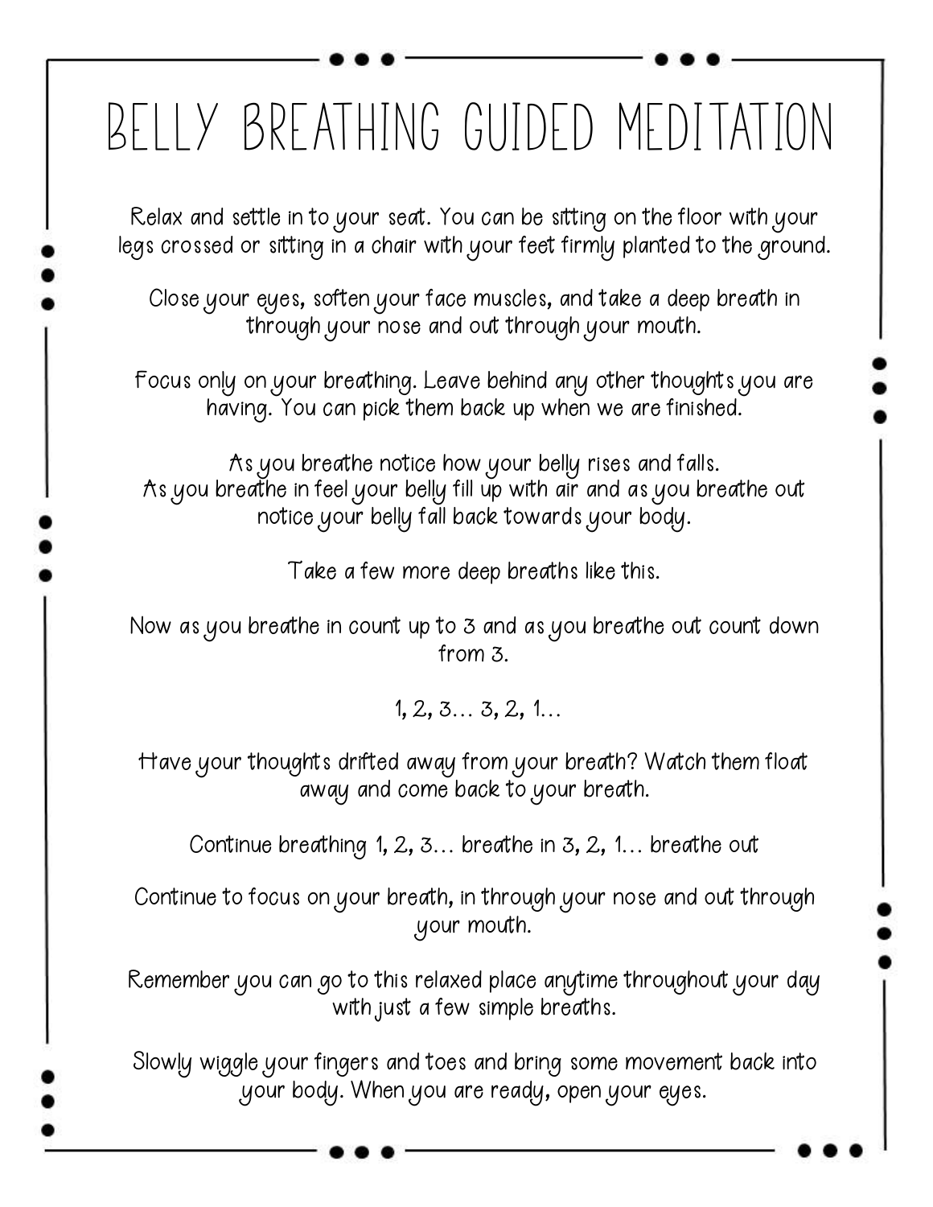# BELLY BREATHING GUIDED MEDITATION

Relax and settle in to your seat. You can be sitting on the floor with your legs crossed or sitting in a chair with your feet firmly planted to the ground.

Close your eyes, soften your face muscles, and take a deep breath in through your nose and out through your mouth.

Focus only on your breathing. Leave behind any other thoughts you are having. You can pick them back up when we are finished.

As you breathe notice how your belly rises and falls.
As you breathe in feel your belly fill up with air and as you breathe out notice your belly fall back towards your body.

Take a few more deep breaths like this.

Now as you breathe in count up to 3 and as you breathe out count down from 3.

1, 2, 3… 3, 2, 1…

Have your thoughts drifted away from your breath? Watch them float away and come back to your breath.

Continue breathing 1, 2, 3… breathe in 3, 2, 1… breathe out

Continue to focus on your breath, in through your nose and out through your mouth.

Remember you can go to this relaxed place anytime throughout your day with just a few simple breaths.

Slowly wiggle your fingers and toes and bring some movement back into your body. When you are ready, open your eyes.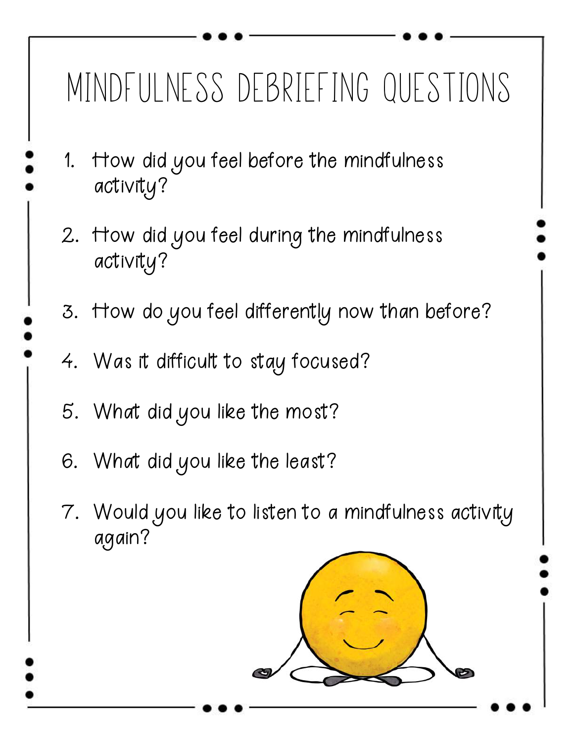# MINDFULNESS DEBRIEFING QUESTIONS

1. How did you feel before the mindfulness activity?
2. How did you feel during the mindfulness activity?
3. How do you feel differently now than before?
4. Was it difficult to stay focused?
5. What did you like the most?
6. What did you like the least?
7. Would you like to listen to a mindfulness activity again?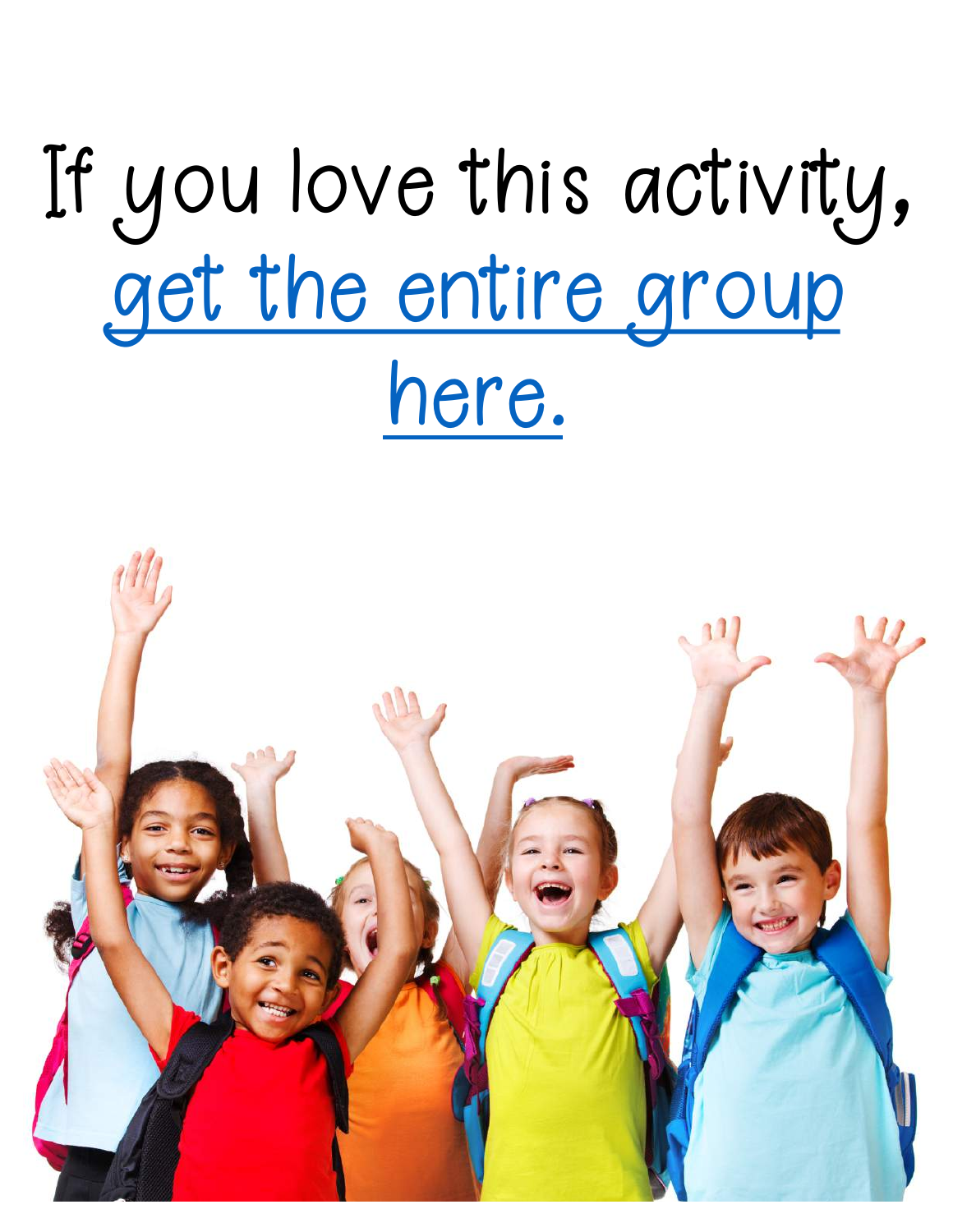If you love this activity, get the entire group here.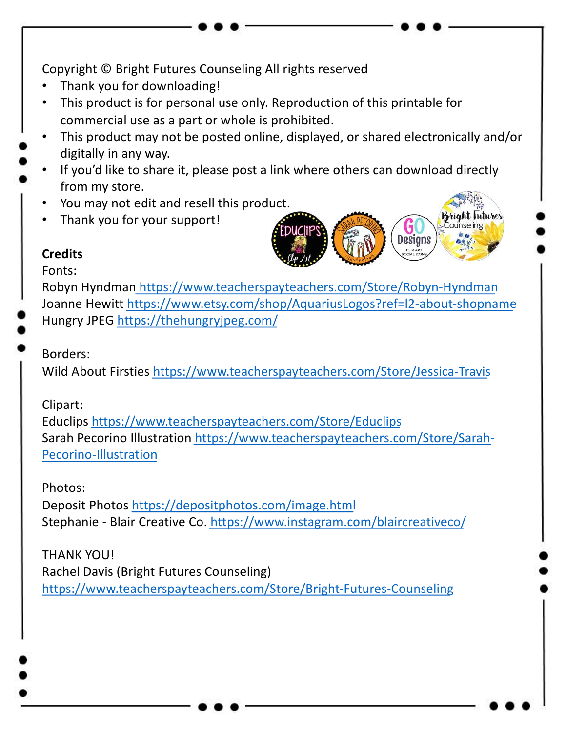Copyright © Bright Futures Counseling All rights reserved

- Thank you for downloading!
- This product is for personal use only. Reproduction of this printable for commercial use as a part or whole is prohibited.
- This product may not be posted online, displayed, or shared electronically and/or digitally in any way.
- If you'd like to share it, please post a link where others can download directly from my store.
- You may not edit and resell this product.
- Thank you for your support!

**Credits**

Fonts:
Robyn Hyndman https://www.teacherspayteachers.com/Store/Robyn-Hyndman
Joanne Hewitt https://www.etsy.com/shop/AquariusLogos?ref=l2-about-shopname
Hungry JPEG https://thehungryjpeg.com/

Borders:
Wild About Firsties https://www.teacherspayteachers.com/Store/Jessica-Travis

Clipart:
Educlips https://www.teacherspayteachers.com/Store/Educlips
Sarah Pecorino Illustration https://www.teacherspayteachers.com/Store/Sarah-Pecorino-Illustration

Photos:
Deposit Photos https://depositphotos.com/image.html
Stephanie - Blair Creative Co. https://www.instagram.com/blaircreativeco/

THANK YOU!
Rachel Davis (Bright Futures Counseling)
https://www.teacherspayteachers.com/Store/Bright-Futures-Counseling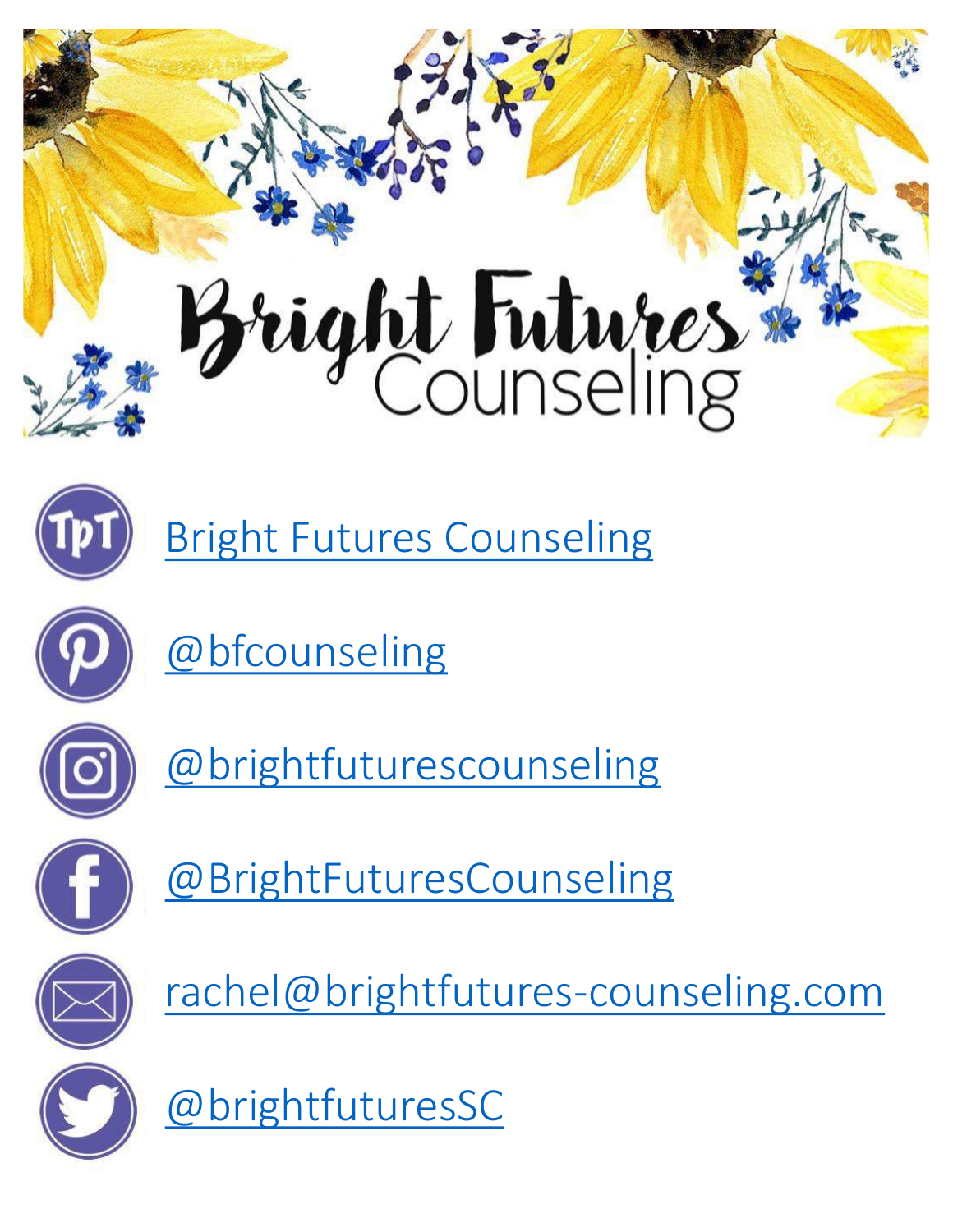# Bright Futures Counseling

Bright Futures Counseling

@bfcounseling

@brightfuturescounseling

@BrightFuturesCounseling

rachel@brightfutures-counseling.com

@brightfuturesSC